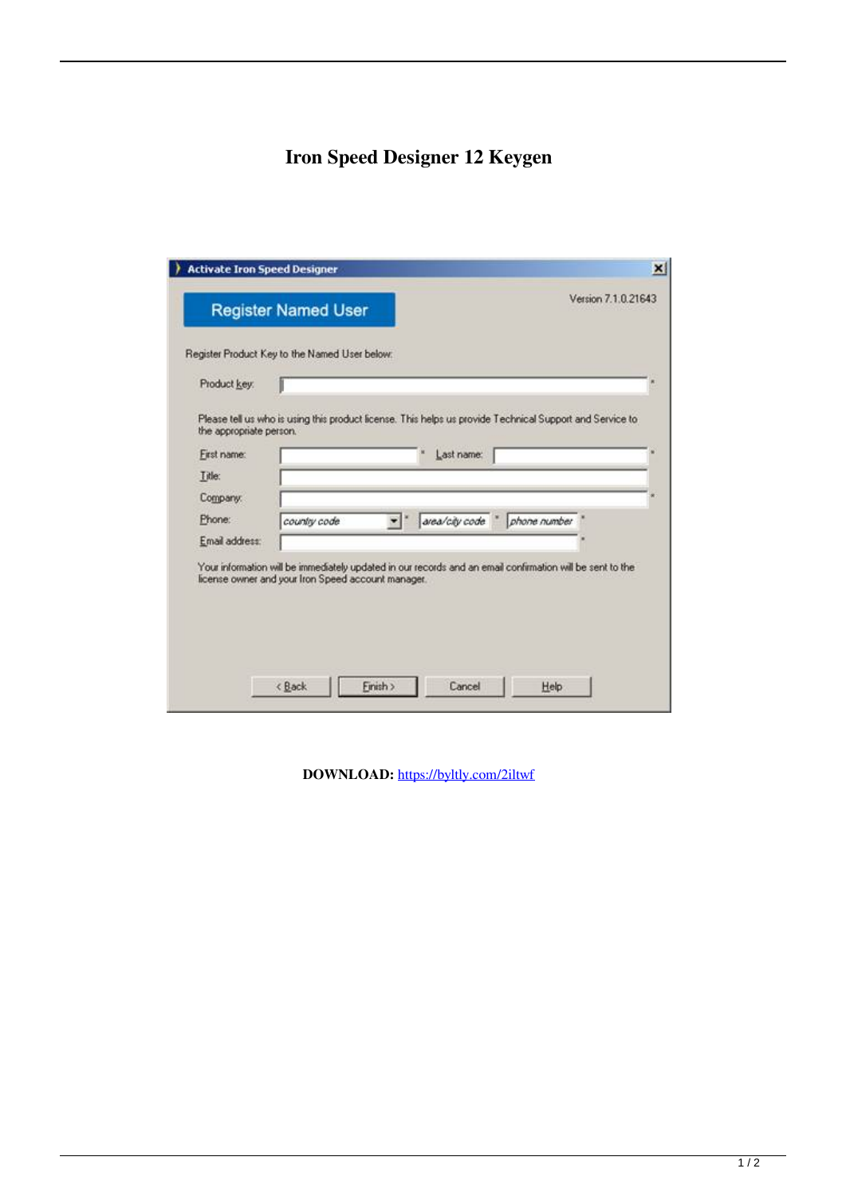# Iron Speed Designer 12 Keygen

Activate Iron Speed Designer

Register Named User

Version 7.1.0.21643

Register Product Key to the Named User below:

Product key: *

Please tell us who is using this product license. This helps us provide Technical Support and Service to the appropriate person.

First name: * Last name: *

Title:

Company: *

Phone: country code * area/city code * phone number *

Email address: *

Your information will be immediately updated in our records and an email confirmation will be sent to the license owner and your Iron Speed account manager.

< Back | Finish > | Cancel | Help

**DOWNLOAD:** https://byltly.com/2iltwf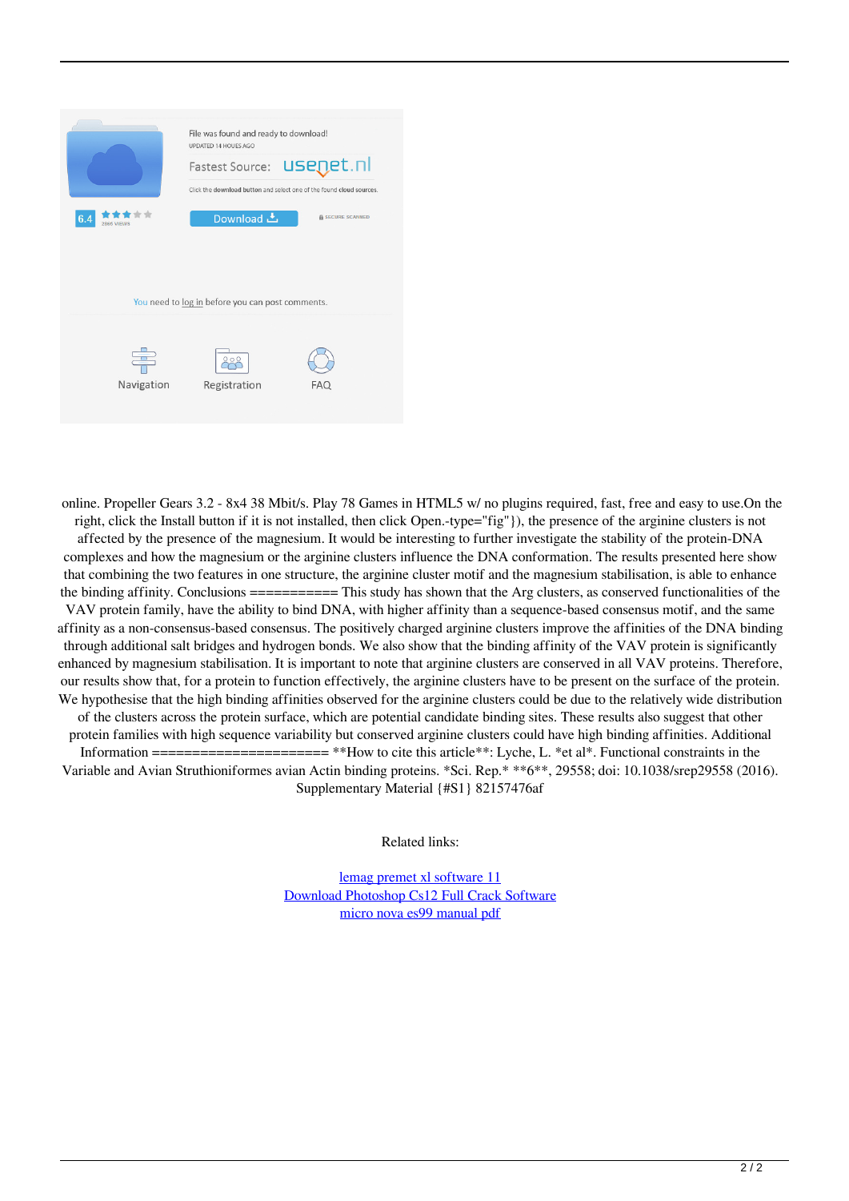File was found and ready to download!
UPDATED 14 HOURS AGO

Fastest Source: usenet.nl

Click the download button and select one of the found cloud sources.

6.4

Download

SECURE SCANNED

You need to log in before you can post comments.

Navigation Registration FAQ

online. Propeller Gears 3.2 - 8x4 38 Mbit/s. Play 78 Games in HTML5 w/ no plugins required, fast, free and easy to use.On the right, click the Install button if it is not installed, then click Open.-type="fig"}), the presence of the arginine clusters is not affected by the presence of the magnesium. It would be interesting to further investigate the stability of the protein-DNA complexes and how the magnesium or the arginine clusters influence the DNA conformation. The results presented here show that combining the two features in one structure, the arginine cluster motif and the magnesium stabilisation, is able to enhance the binding affinity. Conclusions =========== This study has shown that the Arg clusters, as conserved functionalities of the VAV protein family, have the ability to bind DNA, with higher affinity than a sequence-based consensus motif, and the same affinity as a non-consensus-based consensus. The positively charged arginine clusters improve the affinities of the DNA binding through additional salt bridges and hydrogen bonds. We also show that the binding affinity of the VAV protein is significantly enhanced by magnesium stabilisation. It is important to note that arginine clusters are conserved in all VAV proteins. Therefore, our results show that, for a protein to function effectively, the arginine clusters have to be present on the surface of the protein. We hypothesise that the high binding affinities observed for the arginine clusters could be due to the relatively wide distribution of the clusters across the protein surface, which are potential candidate binding sites. These results also suggest that other protein families with high sequence variability but conserved arginine clusters could have high binding affinities. Additional Information ====================== **How to cite this article**: Lyche, L. *et al*. Functional constraints in the Variable and Avian Struthioniformes avian Actin binding proteins. *Sci. Rep.* **6**, 29558; doi: 10.1038/srep29558 (2016). Supplementary Material {#S1} 82157476af

Related links:

[lemag premet xl software 11]()
[Download Photoshop Cs12 Full Crack Software]()
[micro nova es99 manual pdf]()